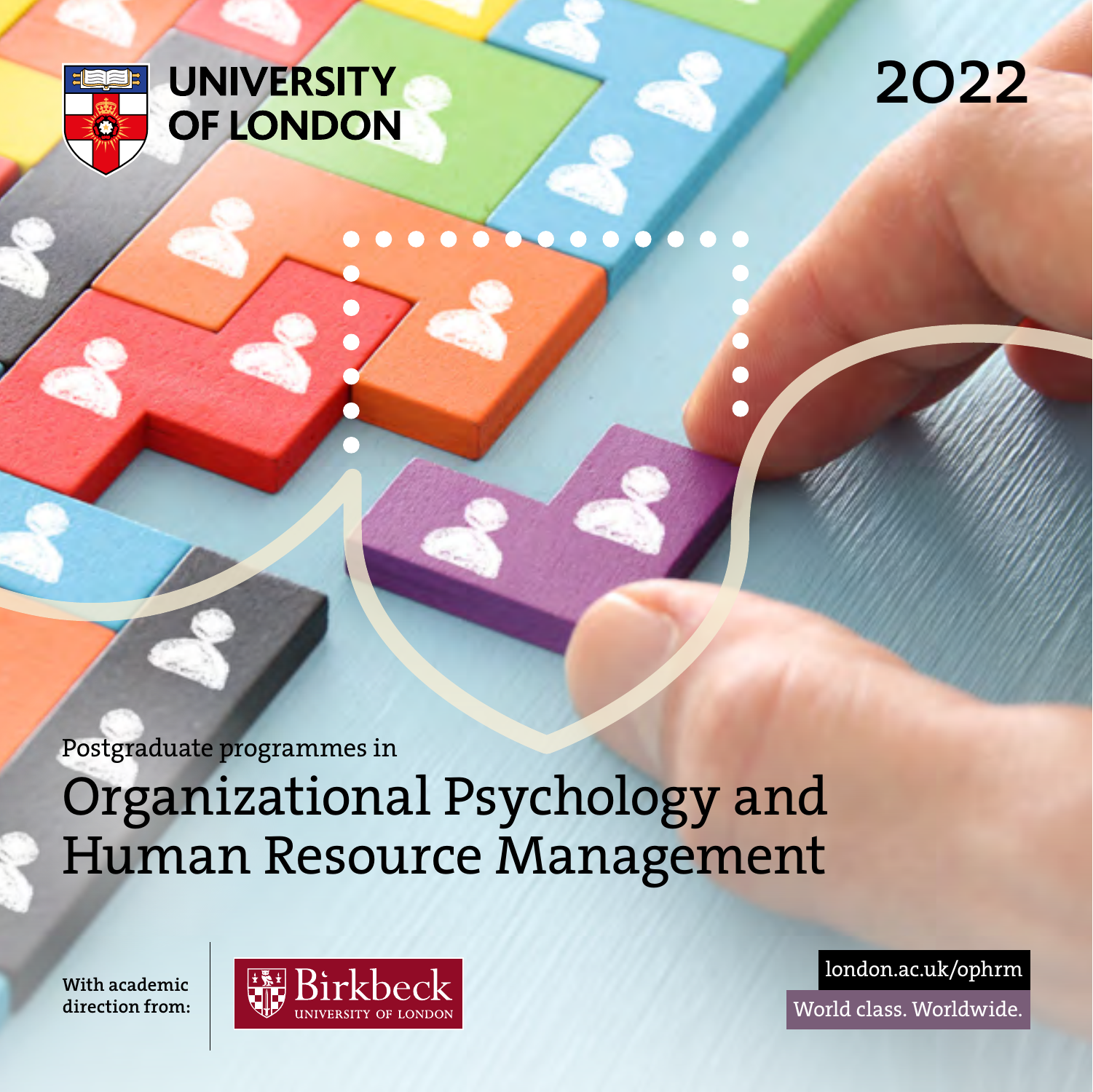UNIVERSITY OF LONDON

2022

Postgraduate programmes in

# Organizational Psychology and Human Resource Management

With academic direction from:

Birkbeck UNIVERSITY OF LONDON

london.ac.uk/ophrm

World class. Worldwide.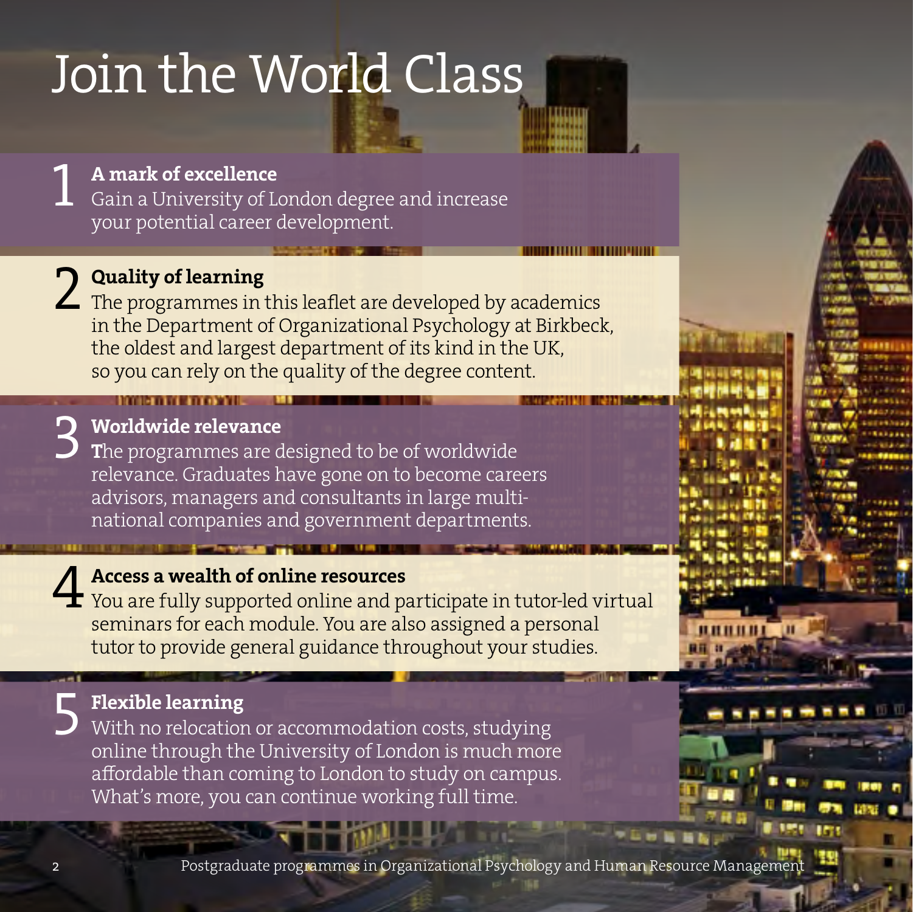# Join the World Class

## 1 A mark of excellence

Gain a University of London degree and increase your potential career development.

## 2 Quality of learning

The programmes in this leaflet are developed by academics in the Department of Organizational Psychology at Birkbeck, the oldest and largest department of its kind in the UK, so you can rely on the quality of the degree content.

## 3 Worldwide relevance

The programmes are designed to be of worldwide relevance. Graduates have gone on to become careers advisors, managers and consultants in large multi-national companies and government departments.

## 4 Access a wealth of online resources

You are fully supported online and participate in tutor-led virtual seminars for each module. You are also assigned a personal tutor to provide general guidance throughout your studies.

## 5 Flexible learning

With no relocation or accommodation costs, studying online through the University of London is much more affordable than coming to London to study on campus. What's more, you can continue working full time.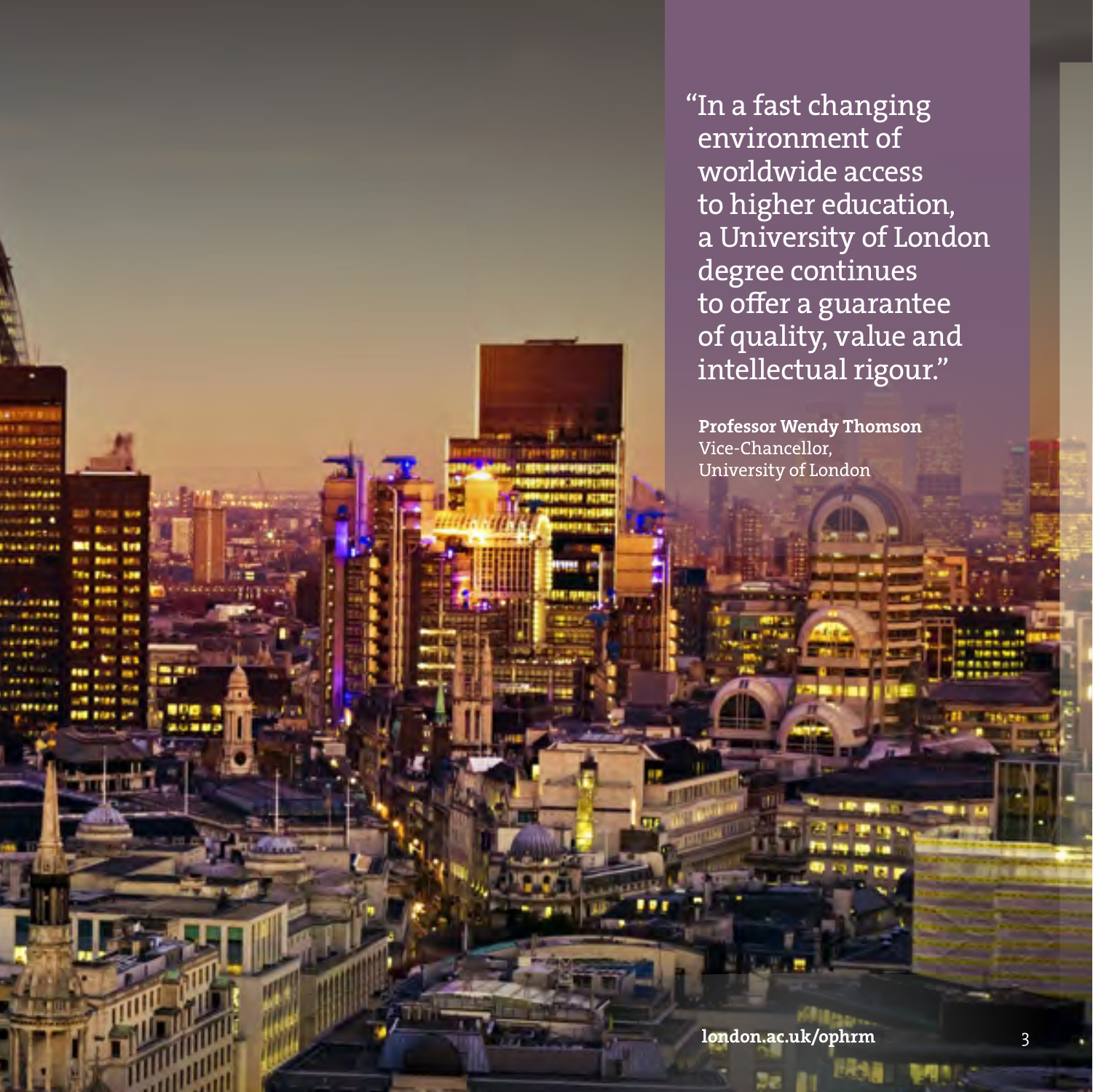"In a fast changing environment of worldwide access to higher education, a University of London degree continues to offer a guarantee of quality, value and intellectual rigour."

**Professor Wendy Thomson**
Vice-Chancellor,
University of London

**london.ac.uk/ophrm**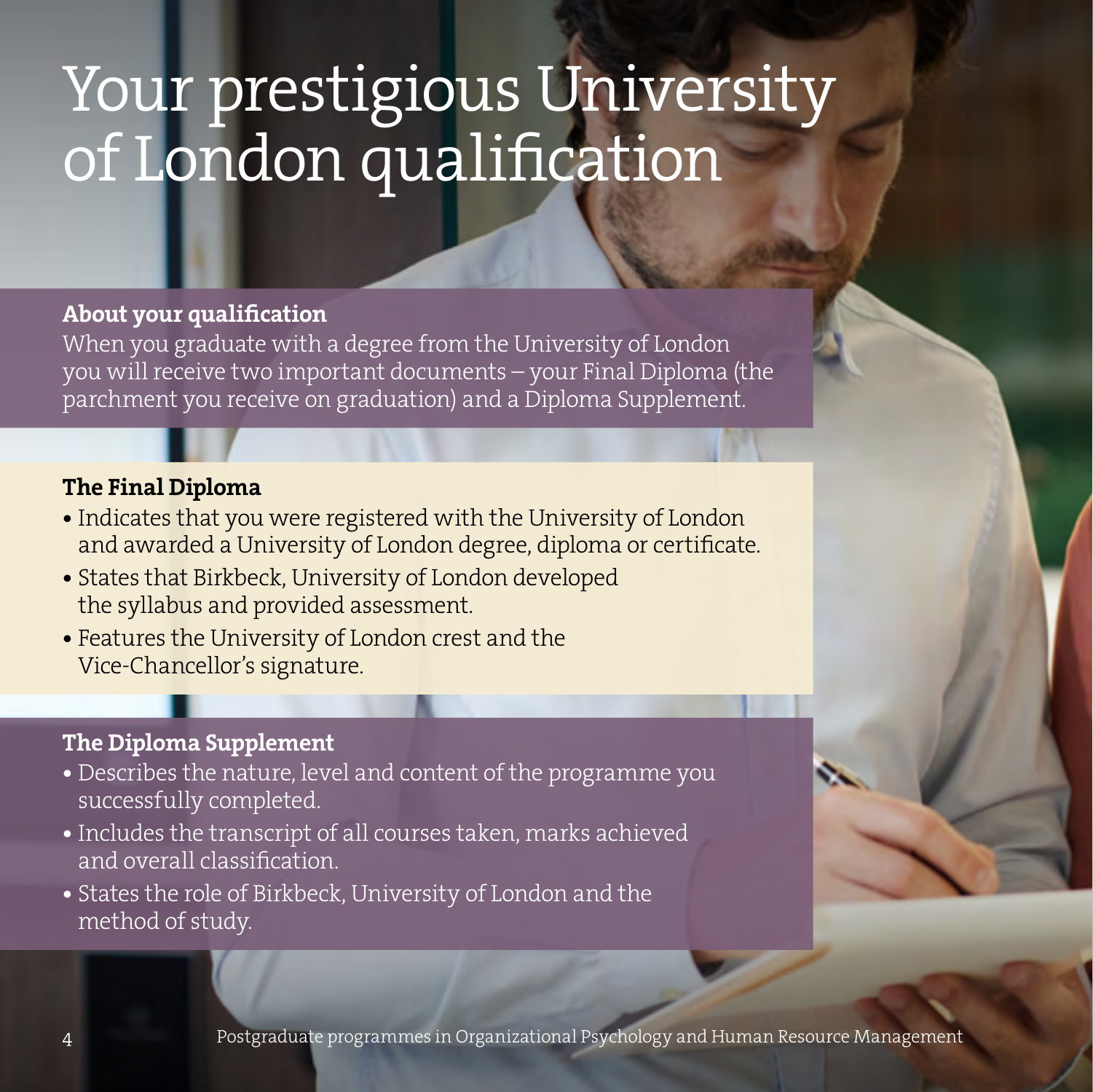# Your prestigious University of London qualification

## About your qualification

When you graduate with a degree from the University of London you will receive two important documents – your Final Diploma (the parchment you receive on graduation) and a Diploma Supplement.

## The Final Diploma

- Indicates that you were registered with the University of London and awarded a University of London degree, diploma or certificate.
- States that Birkbeck, University of London developed the syllabus and provided assessment.
- Features the University of London crest and the Vice-Chancellor's signature.

## The Diploma Supplement

- Describes the nature, level and content of the programme you successfully completed.
- Includes the transcript of all courses taken, marks achieved and overall classification.
- States the role of Birkbeck, University of London and the method of study.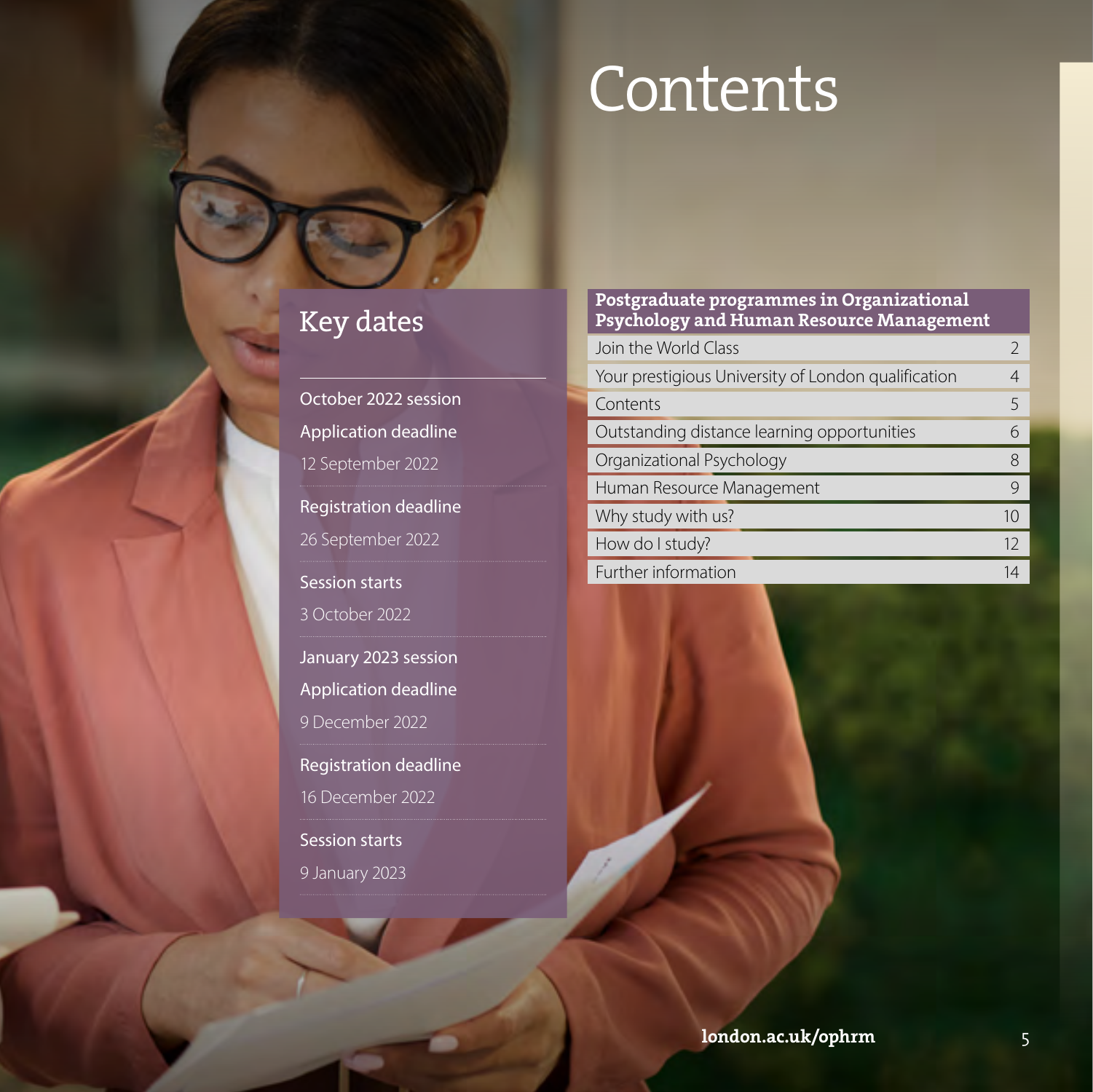# Contents

## Key dates

**October 2022 session**

Application deadline
12 September 2022

Registration deadline
26 September 2022

Session starts
3 October 2022

**January 2023 session**

Application deadline
9 December 2022

Registration deadline
16 December 2022

Session starts
9 January 2023

| Postgraduate programmes in Organizational Psychology and Human Resource Management | |
|---|---|
| Join the World Class | 2 |
| Your prestigious University of London qualification | 4 |
| Contents | 5 |
| Outstanding distance learning opportunities | 6 |
| Organizational Psychology | 8 |
| Human Resource Management | 9 |
| Why study with us? | 10 |
| How do I study? | 12 |
| Further information | 14 |

london.ac.uk/ophrm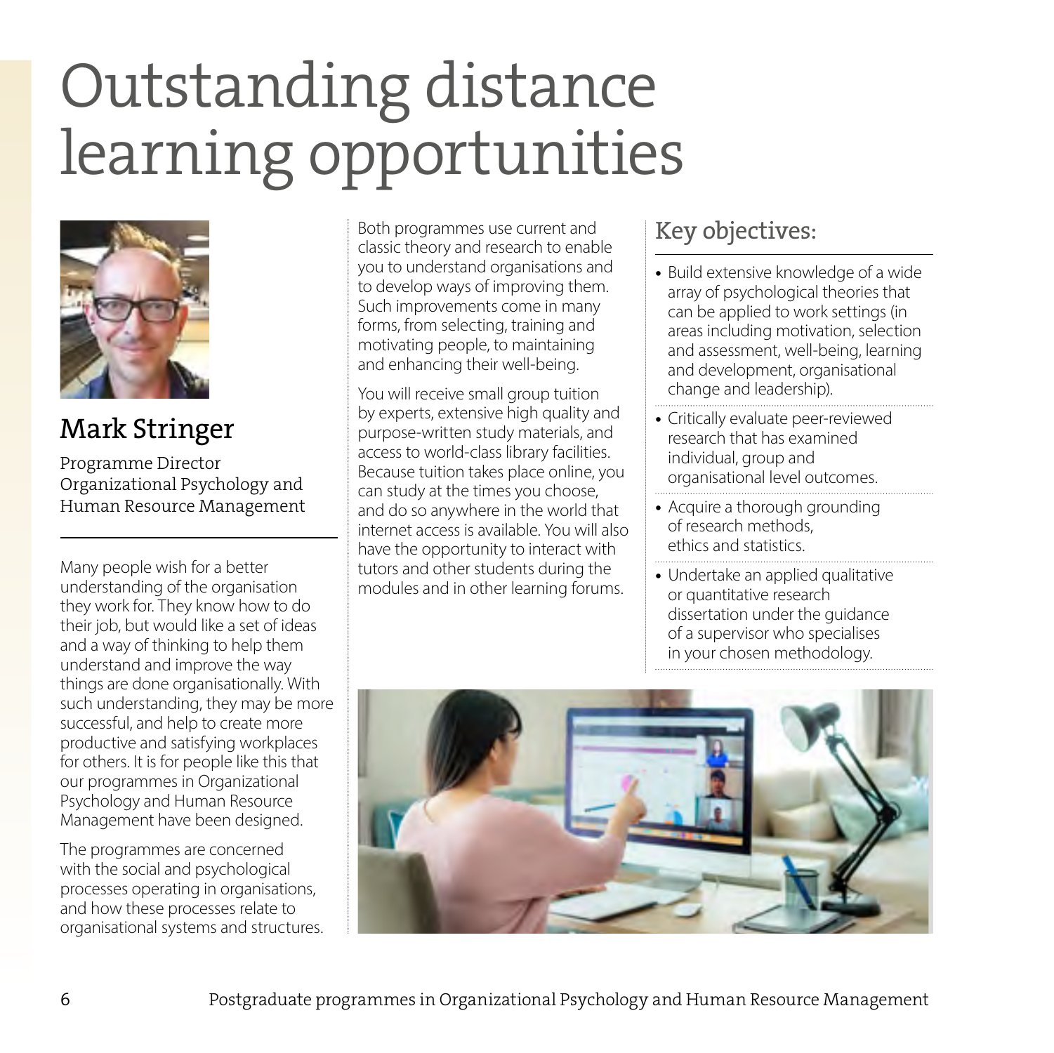# Outstanding distance learning opportunities

## Mark Stringer

Programme Director
Organizational Psychology and Human Resource Management

Many people wish for a better understanding of the organisation they work for. They know how to do their job, but would like a set of ideas and a way of thinking to help them understand and improve the way things are done organisationally. With such understanding, they may be more successful, and help to create more productive and satisfying workplaces for others. It is for people like this that our programmes in Organizational Psychology and Human Resource Management have been designed.

The programmes are concerned with the social and psychological processes operating in organisations, and how these processes relate to organisational systems and structures.

Both programmes use current and classic theory and research to enable you to understand organisations and to develop ways of improving them. Such improvements come in many forms, from selecting, training and motivating people, to maintaining and enhancing their well-being.

You will receive small group tuition by experts, extensive high quality and purpose-written study materials, and access to world-class library facilities. Because tuition takes place online, you can study at the times you choose, and do so anywhere in the world that internet access is available. You will also have the opportunity to interact with tutors and other students during the modules and in other learning forums.

## Key objectives:

- Build extensive knowledge of a wide array of psychological theories that can be applied to work settings (in areas including motivation, selection and assessment, well-being, learning and development, organisational change and leadership).
- Critically evaluate peer-reviewed research that has examined individual, group and organisational level outcomes.
- Acquire a thorough grounding of research methods, ethics and statistics.
- Undertake an applied qualitative or quantitative research dissertation under the guidance of a supervisor who specialises in your chosen methodology.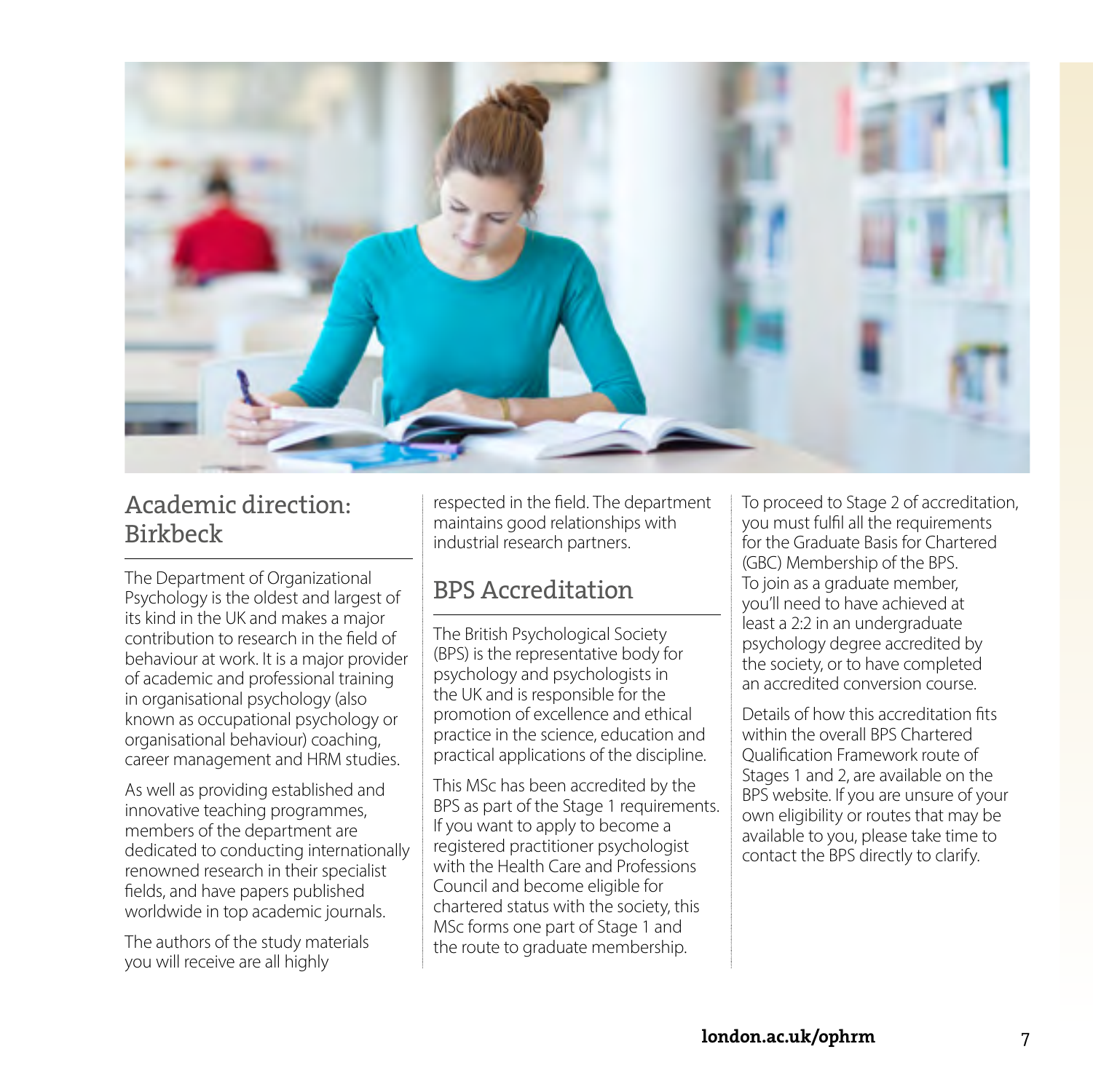## Academic direction: Birkbeck

The Department of Organizational Psychology is the oldest and largest of its kind in the UK and makes a major contribution to research in the field of behaviour at work. It is a major provider of academic and professional training in organisational psychology (also known as occupational psychology or organisational behaviour) coaching, career management and HRM studies.

As well as providing established and innovative teaching programmes, members of the department are dedicated to conducting internationally renowned research in their specialist fields, and have papers published worldwide in top academic journals.

The authors of the study materials you will receive are all highly respected in the field. The department maintains good relationships with industrial research partners.

## BPS Accreditation

The British Psychological Society (BPS) is the representative body for psychology and psychologists in the UK and is responsible for the promotion of excellence and ethical practice in the science, education and practical applications of the discipline.

This MSc has been accredited by the BPS as part of the Stage 1 requirements. If you want to apply to become a registered practitioner psychologist with the Health Care and Professions Council and become eligible for chartered status with the society, this MSc forms one part of Stage 1 and the route to graduate membership.

To proceed to Stage 2 of accreditation, you must fulfil all the requirements for the Graduate Basis for Chartered (GBC) Membership of the BPS. To join as a graduate member, you'll need to have achieved at least a 2:2 in an undergraduate psychology degree accredited by the society, or to have completed an accredited conversion course.

Details of how this accreditation fits within the overall BPS Chartered Qualification Framework route of Stages 1 and 2, are available on the BPS website. If you are unsure of your own eligibility or routes that may be available to you, please take time to contact the BPS directly to clarify.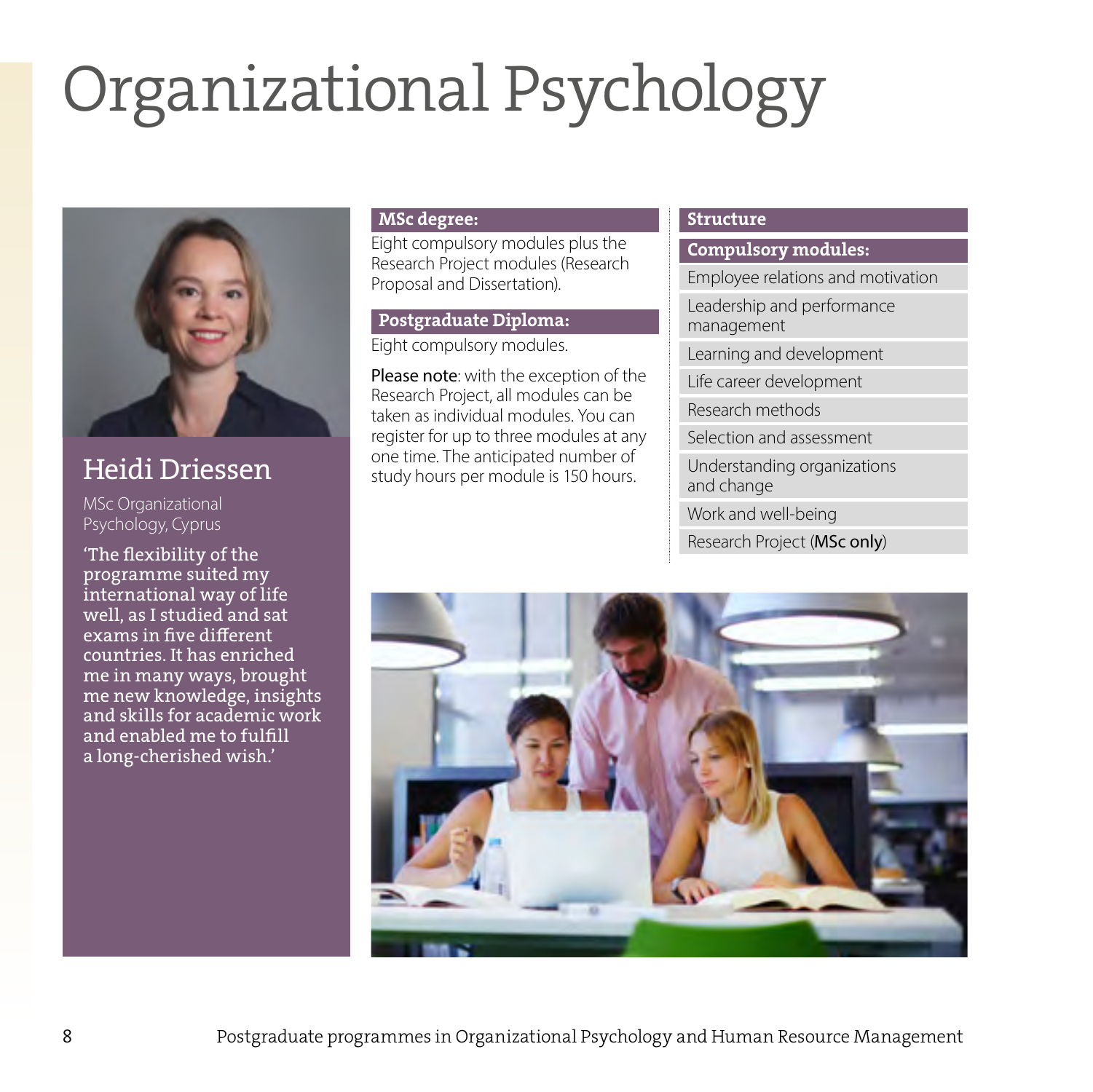# Organizational Psychology

## Heidi Driessen

MSc Organizational Psychology, Cyprus

'The flexibility of the programme suited my international way of life well, as I studied and sat exams in five different countries. It has enriched me in many ways, brought me new knowledge, insights and skills for academic work and enabled me to fulfill a long-cherished wish.'

### MSc degree:

Eight compulsory modules plus the Research Project modules (Research Proposal and Dissertation).

### Postgraduate Diploma:

Eight compulsory modules.

**Please note**: with the exception of the Research Project, all modules can be taken as individual modules. You can register for up to three modules at any one time. The anticipated number of study hours per module is 150 hours.

### Structure

**Compulsory modules:**

- Employee relations and motivation
- Leadership and performance management
- Learning and development
- Life career development
- Research methods
- Selection and assessment
- Understanding organizations and change
- Work and well-being
- Research Project (**MSc only**)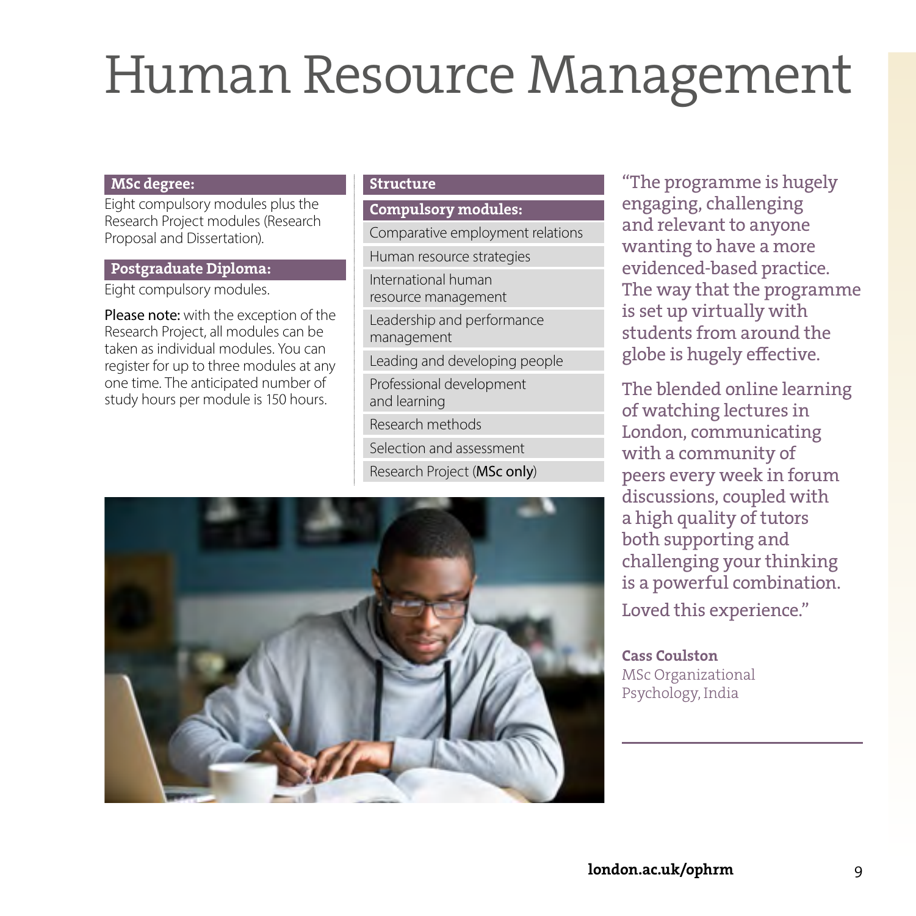# Human Resource Management

**MSc degree:**

Eight compulsory modules plus the Research Project modules (Research Proposal and Dissertation).

**Postgraduate Diploma:**

Eight compulsory modules.

**Please note:** with the exception of the Research Project, all modules can be taken as individual modules. You can register for up to three modules at any one time. The anticipated number of study hours per module is 150 hours.

**Structure**

**Compulsory modules:**

- Comparative employment relations
- Human resource strategies
- International human resource management
- Leadership and performance management
- Leading and developing people
- Professional development and learning
- Research methods
- Selection and assessment
- Research Project (**MSc only**)

"The programme is hugely engaging, challenging and relevant to anyone wanting to have a more evidenced-based practice. The way that the programme is set up virtually with students from around the globe is hugely effective.

The blended online learning of watching lectures in London, communicating with a community of peers every week in forum discussions, coupled with a high quality of tutors both supporting and challenging your thinking is a powerful combination.

Loved this experience."

**Cass Coulston**
MSc Organizational Psychology, India

**london.ac.uk/ophrm**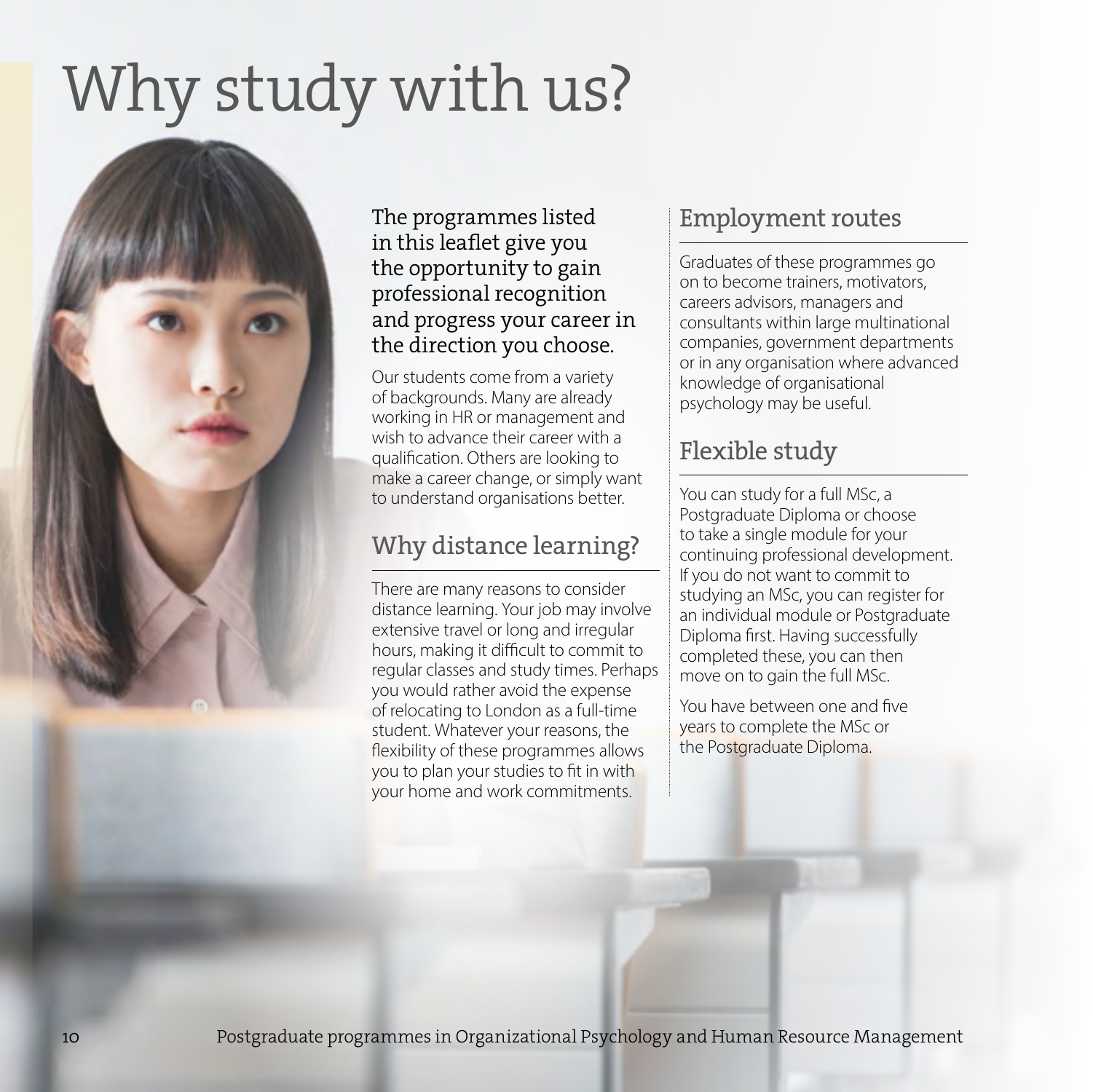# Why study with us?

The programmes listed in this leaflet give you the opportunity to gain professional recognition and progress your career in the direction you choose.

Our students come from a variety of backgrounds. Many are already working in HR or management and wish to advance their career with a qualification. Others are looking to make a career change, or simply want to understand organisations better.

## Why distance learning?

There are many reasons to consider distance learning. Your job may involve extensive travel or long and irregular hours, making it difficult to commit to regular classes and study times. Perhaps you would rather avoid the expense of relocating to London as a full-time student. Whatever your reasons, the flexibility of these programmes allows you to plan your studies to fit in with your home and work commitments.

## Employment routes

Graduates of these programmes go on to become trainers, motivators, careers advisors, managers and consultants within large multinational companies, government departments or in any organisation where advanced knowledge of organisational psychology may be useful.

## Flexible study

You can study for a full MSc, a Postgraduate Diploma or choose to take a single module for your continuing professional development. If you do not want to commit to studying an MSc, you can register for an individual module or Postgraduate Diploma first. Having successfully completed these, you can then move on to gain the full MSc.

You have between one and five years to complete the MSc or the Postgraduate Diploma.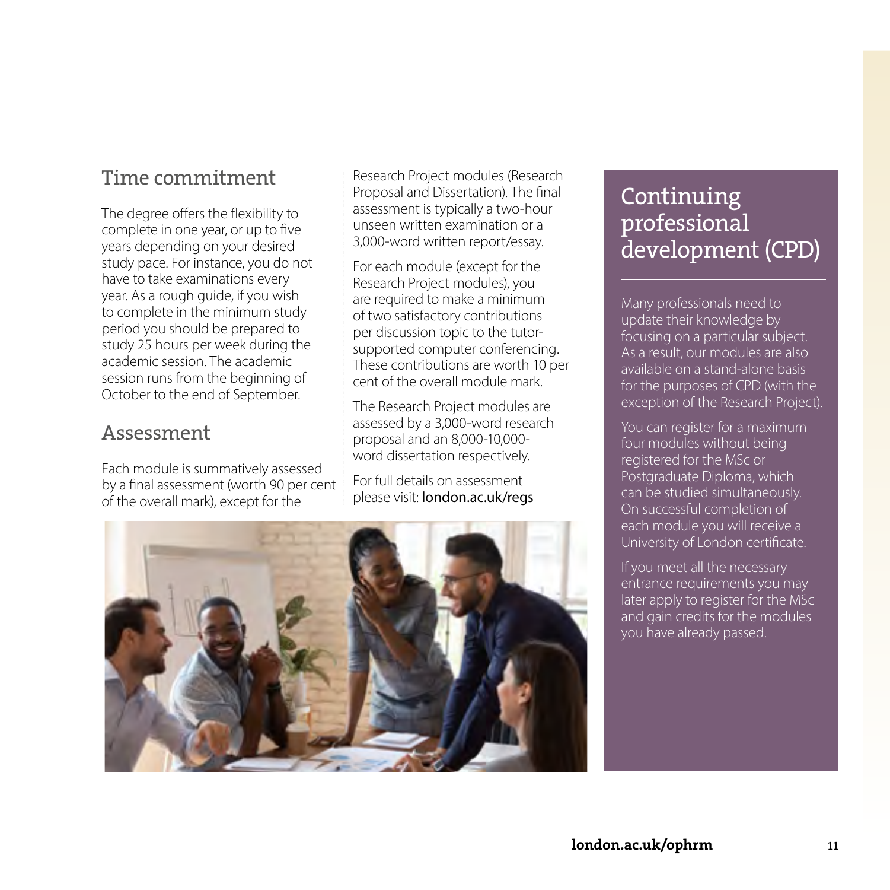## Time commitment

The degree offers the flexibility to complete in one year, or up to five years depending on your desired study pace. For instance, you do not have to take examinations every year. As a rough guide, if you wish to complete in the minimum study period you should be prepared to study 25 hours per week during the academic session. The academic session runs from the beginning of October to the end of September.

## Assessment

Each module is summatively assessed by a final assessment (worth 90 per cent of the overall mark), except for the Research Project modules (Research Proposal and Dissertation). The final assessment is typically a two-hour unseen written examination or a 3,000-word written report/essay.

For each module (except for the Research Project modules), you are required to make a minimum of two satisfactory contributions per discussion topic to the tutor-supported computer conferencing. These contributions are worth 10 per cent of the overall module mark.

The Research Project modules are assessed by a 3,000-word research proposal and an 8,000-10,000-word dissertation respectively.

For full details on assessment please visit: **london.ac.uk/regs**

## Continuing professional development (CPD)

Many professionals need to update their knowledge by focusing on a particular subject. As a result, our modules are also available on a stand-alone basis for the purposes of CPD (with the exception of the Research Project).

You can register for a maximum four modules without being registered for the MSc or Postgraduate Diploma, which can be studied simultaneously. On successful completion of each module you will receive a University of London certificate.

If you meet all the necessary entrance requirements you may later apply to register for the MSc and gain credits for the modules you have already passed.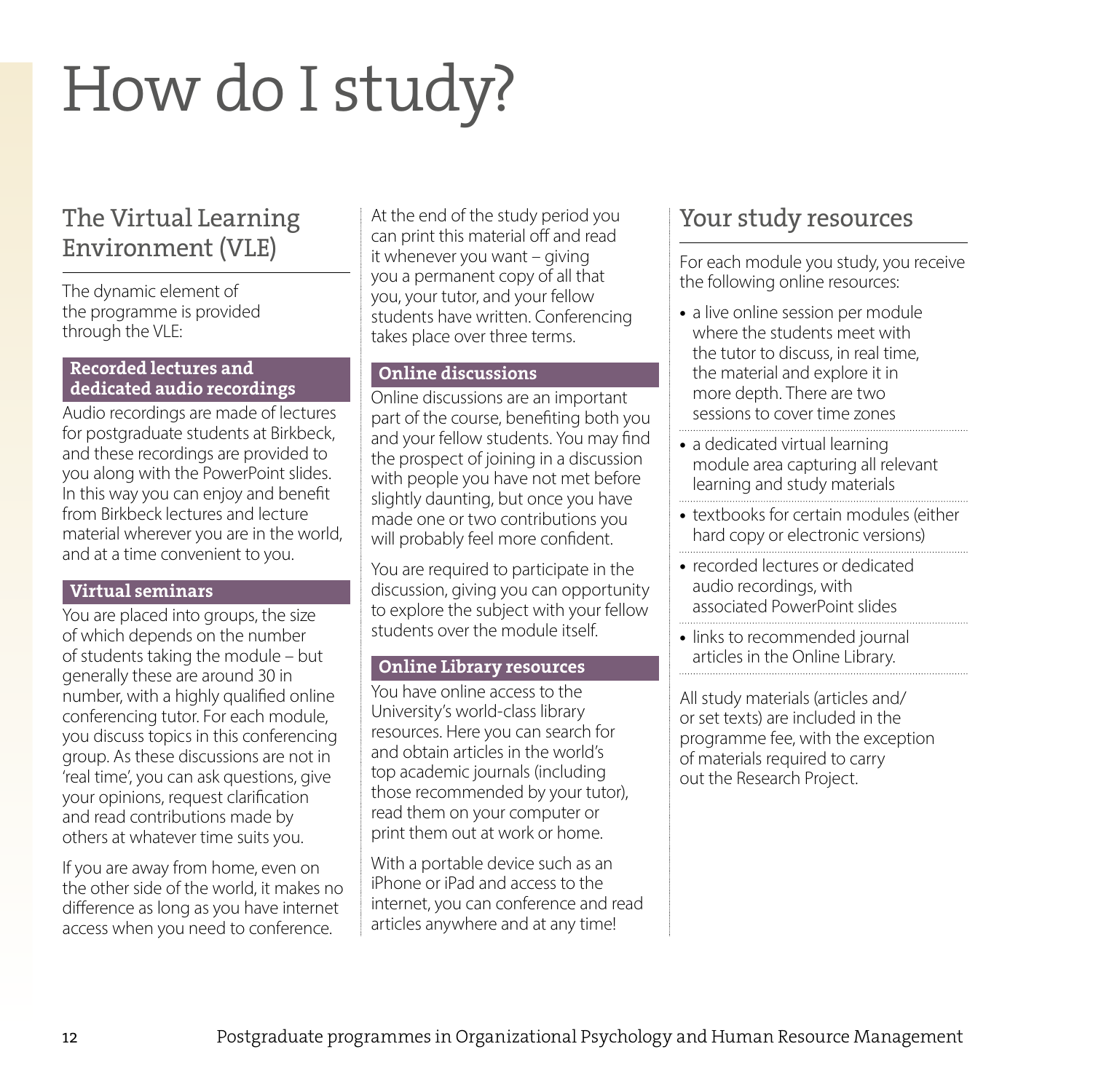# How do I study?

## The Virtual Learning Environment (VLE)

The dynamic element of the programme is provided through the VLE:

### Recorded lectures and dedicated audio recordings

Audio recordings are made of lectures for postgraduate students at Birkbeck, and these recordings are provided to you along with the PowerPoint slides. In this way you can enjoy and benefit from Birkbeck lectures and lecture material wherever you are in the world, and at a time convenient to you.

### Virtual seminars

You are placed into groups, the size of which depends on the number of students taking the module – but generally these are around 30 in number, with a highly qualified online conferencing tutor. For each module, you discuss topics in this conferencing group. As these discussions are not in 'real time', you can ask questions, give your opinions, request clarification and read contributions made by others at whatever time suits you.

If you are away from home, even on the other side of the world, it makes no difference as long as you have internet access when you need to conference.

At the end of the study period you can print this material off and read it whenever you want – giving you a permanent copy of all that you, your tutor, and your fellow students have written. Conferencing takes place over three terms.

### Online discussions

Online discussions are an important part of the course, benefiting both you and your fellow students. You may find the prospect of joining in a discussion with people you have not met before slightly daunting, but once you have made one or two contributions you will probably feel more confident.

You are required to participate in the discussion, giving you can opportunity to explore the subject with your fellow students over the module itself.

### Online Library resources

You have online access to the University's world-class library resources. Here you can search for and obtain articles in the world's top academic journals (including those recommended by your tutor), read them on your computer or print them out at work or home.

With a portable device such as an iPhone or iPad and access to the internet, you can conference and read articles anywhere and at any time!

## Your study resources

For each module you study, you receive the following online resources:

- a live online session per module where the students meet with the tutor to discuss, in real time, the material and explore it in more depth. There are two sessions to cover time zones
- a dedicated virtual learning module area capturing all relevant learning and study materials
- textbooks for certain modules (either hard copy or electronic versions)
- recorded lectures or dedicated audio recordings, with associated PowerPoint slides
- links to recommended journal articles in the Online Library.

All study materials (articles and/or set texts) are included in the programme fee, with the exception of materials required to carry out the Research Project.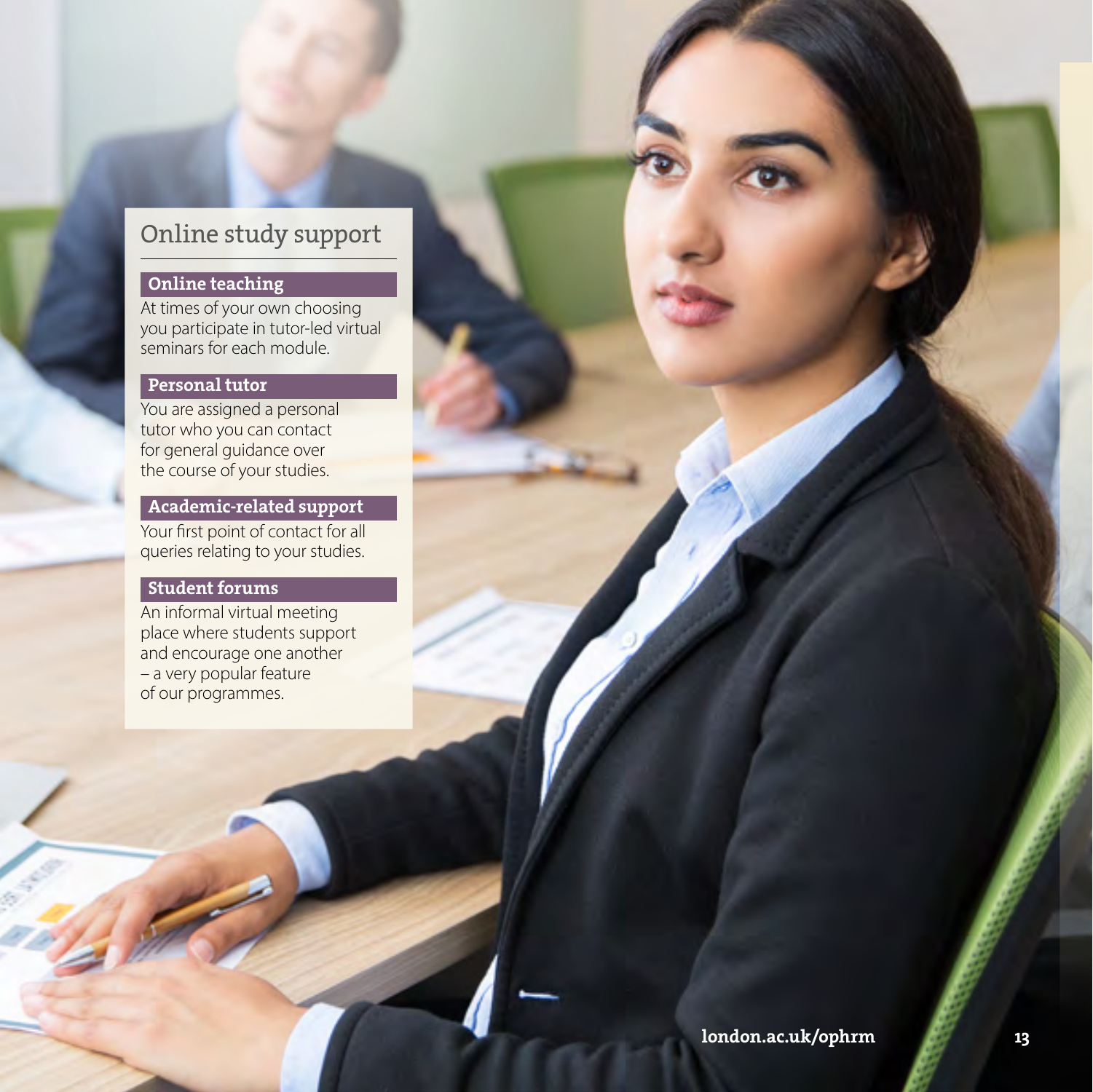## Online study support

### Online teaching

At times of your own choosing you participate in tutor-led virtual seminars for each module.

### Personal tutor

You are assigned a personal tutor who you can contact for general guidance over the course of your studies.

### Academic-related support

Your first point of contact for all queries relating to your studies.

### Student forums

An informal virtual meeting place where students support and encourage one another – a very popular feature of our programmes.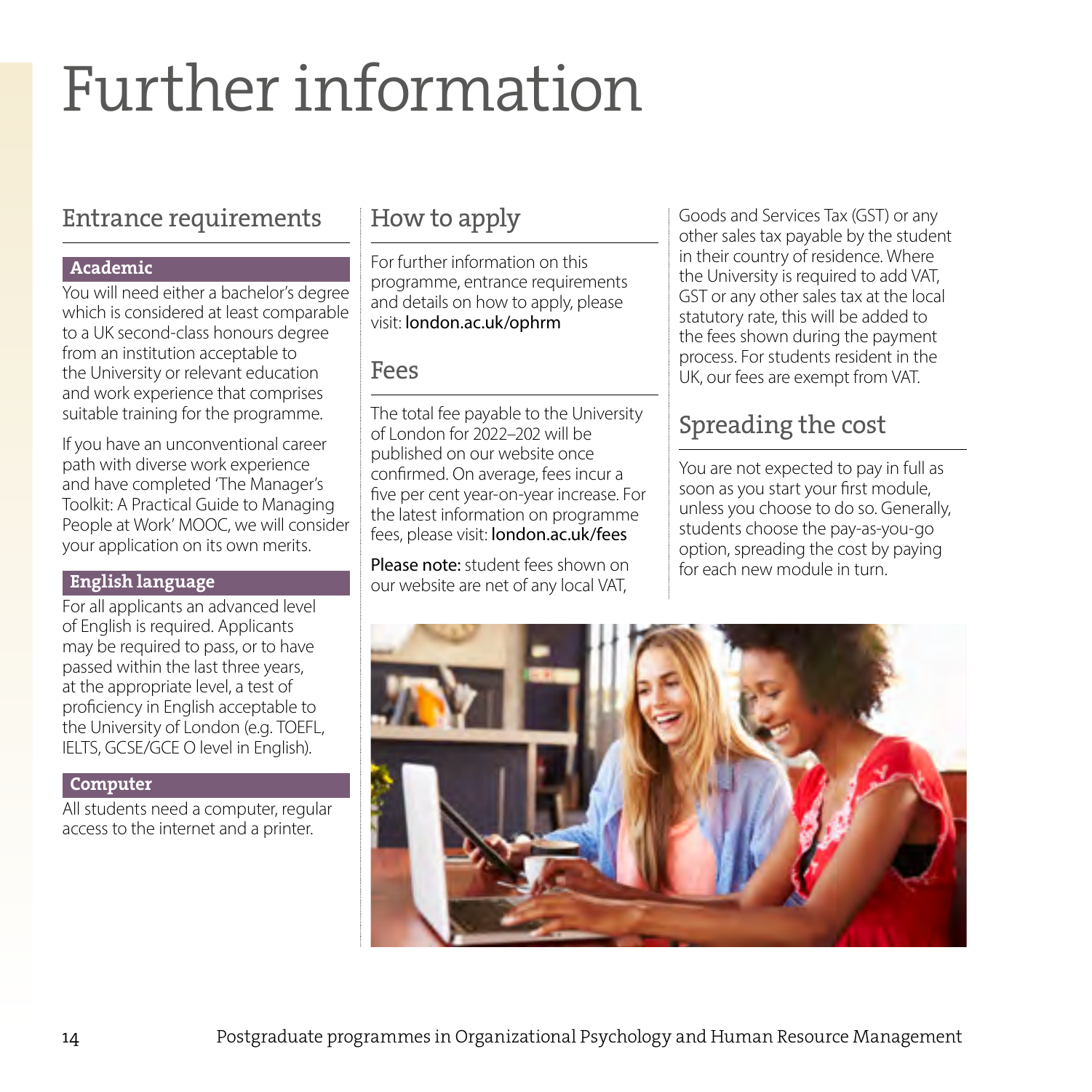# Further information

## Entrance requirements

### Academic

You will need either a bachelor's degree which is considered at least comparable to a UK second-class honours degree from an institution acceptable to the University or relevant education and work experience that comprises suitable training for the programme.

If you have an unconventional career path with diverse work experience and have completed 'The Manager's Toolkit: A Practical Guide to Managing People at Work' MOOC, we will consider your application on its own merits.

### English language

For all applicants an advanced level of English is required. Applicants may be required to pass, or to have passed within the last three years, at the appropriate level, a test of proficiency in English acceptable to the University of London (e.g. TOEFL, IELTS, GCSE/GCE O level in English).

### Computer

All students need a computer, regular access to the internet and a printer.

## How to apply

For further information on this programme, entrance requirements and details on how to apply, please visit: **london.ac.uk/ophrm**

## Fees

The total fee payable to the University of London for 2022–202 will be published on our website once confirmed. On average, fees incur a five per cent year-on-year increase. For the latest information on programme fees, please visit: **london.ac.uk/fees**

**Please note:** student fees shown on our website are net of any local VAT, Goods and Services Tax (GST) or any other sales tax payable by the student in their country of residence. Where the University is required to add VAT, GST or any other sales tax at the local statutory rate, this will be added to the fees shown during the payment process. For students resident in the UK, our fees are exempt from VAT.

## Spreading the cost

You are not expected to pay in full as soon as you start your first module, unless you choose to do so. Generally, students choose the pay-as-you-go option, spreading the cost by paying for each new module in turn.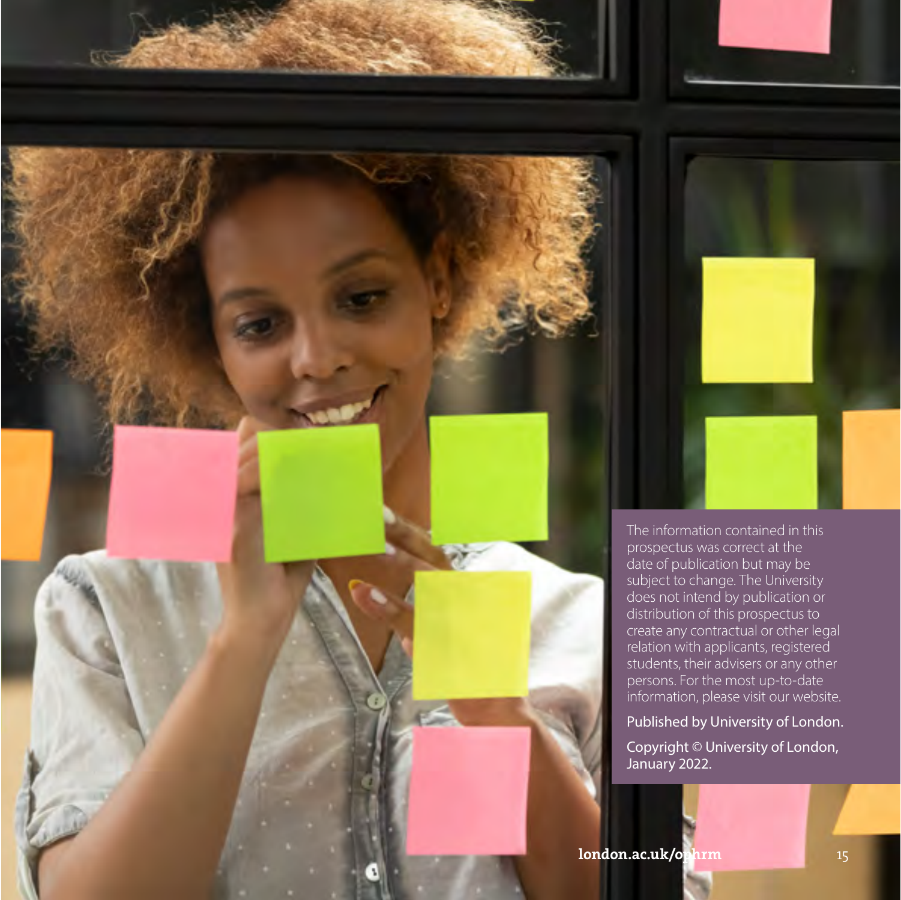The information contained in this prospectus was correct at the date of publication but may be subject to change. The University does not intend by publication or distribution of this prospectus to create any contractual or other legal relation with applicants, registered students, their advisers or any other persons. For the most up-to-date information, please visit our website.

Published by University of London.

Copyright © University of London, January 2022.

**london.ac.uk/ophrm**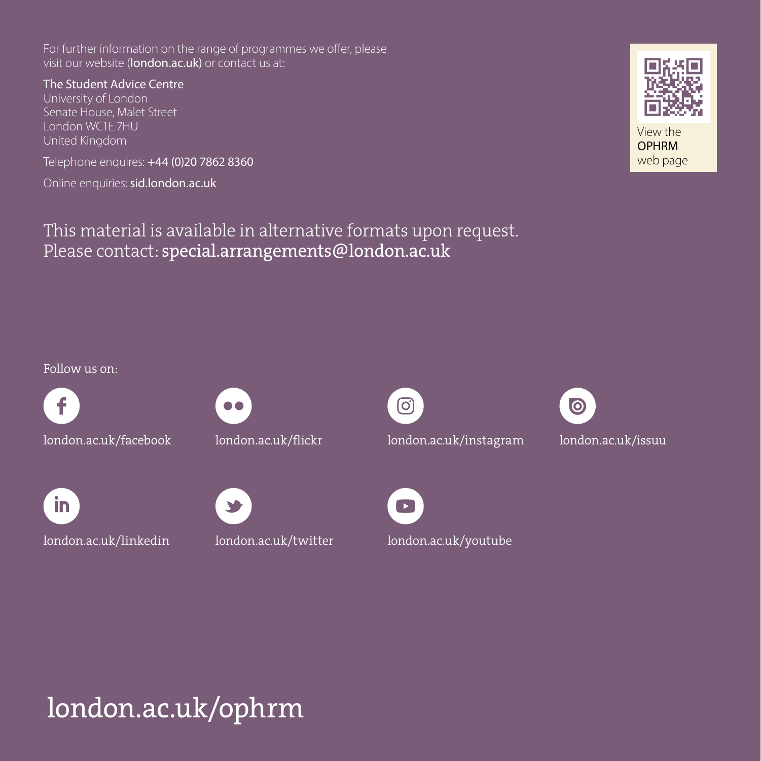For further information on the range of programmes we offer, please visit our website (**london.ac.uk**) or contact us at:

The Student Advice Centre
University of London
Senate House, Malet Street
London WC1E 7HU
United Kingdom

Telephone enquires: **+44 (0)20 7862 8360**

Online enquiries: **sid.london.ac.uk**

View the **OPHRM** web page

This material is available in alternative formats upon request.
Please contact: **special.arrangements@london.ac.uk**

Follow us on:

london.ac.uk/facebook

london.ac.uk/flickr

london.ac.uk/instagram

london.ac.uk/issuu

london.ac.uk/linkedin

london.ac.uk/twitter

london.ac.uk/youtube

london.ac.uk/ophrm